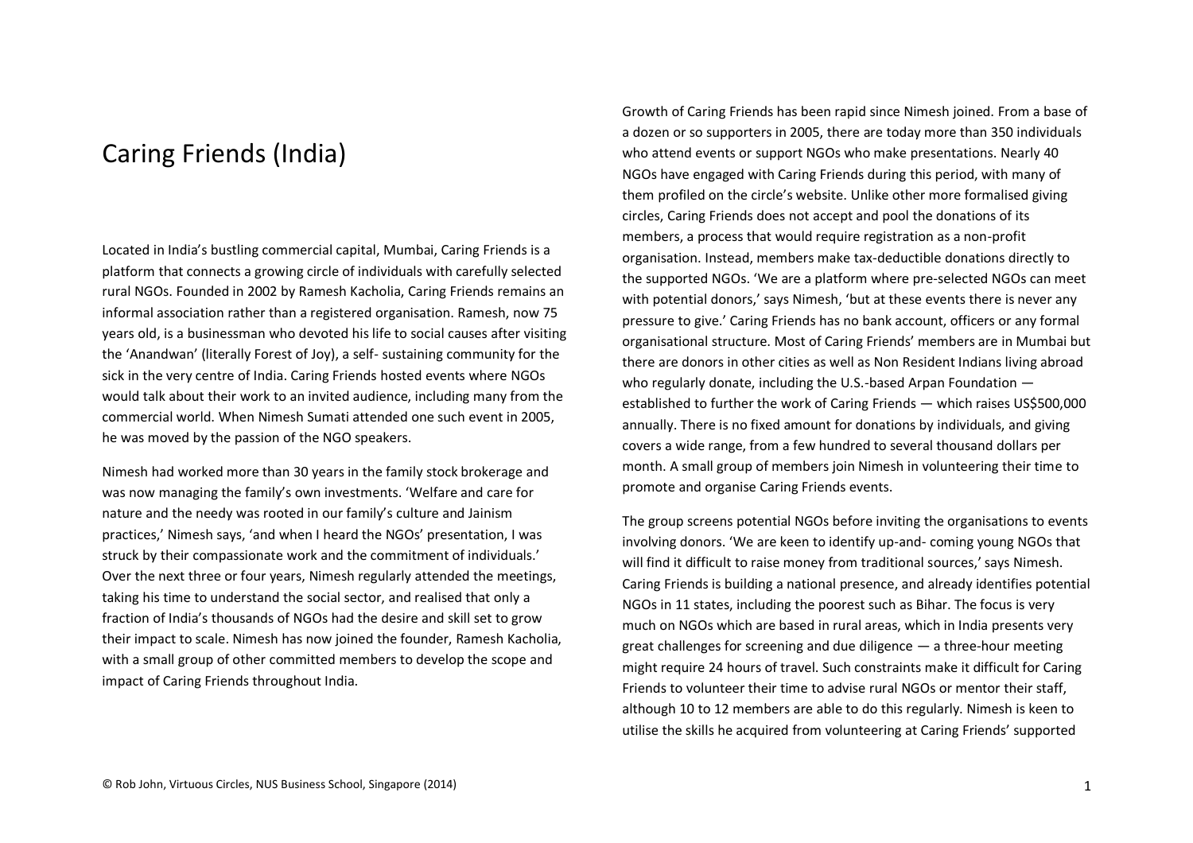# Caring Friends (India)

Located in India's bustling commercial capital, Mumbai, Caring Friends is a platform that connects a growing circle of individuals with carefully selected rural NGOs. Founded in 2002 by Ramesh Kacholia, Caring Friends remains an informal association rather than a registered organisation. Ramesh, now 75 years old, is a businessman who devoted his life to social causes after visiting the 'Anandwan' (literally Forest of Joy), a self- sustaining community for the sick in the very centre of India. Caring Friends hosted events where NGOs would talk about their work to an invited audience, including many from the commercial world. When Nimesh Sumati attended one such event in 2005, he was moved by the passion of the NGO speakers.

Nimesh had worked more than 30 years in the family stock brokerage and was now managing the family's own investments. 'Welfare and care for nature and the needy was rooted in our family's culture and Jainism practices,' Nimesh says, 'and when I heard the NGOs' presentation, I was struck by their compassionate work and the commitment of individuals.' Over the next three or four years, Nimesh regularly attended the meetings, taking his time to understand the social sector, and realised that only a fraction of India's thousands of NGOs had the desire and skill set to grow their impact to scale. Nimesh has now joined the founder, Ramesh Kacholia, with a small group of other committed members to develop the scope and impact of Caring Friends throughout India.

Growth of Caring Friends has been rapid since Nimesh joined. From a base of a dozen or so supporters in 2005, there are today more than 350 individuals who attend events or support NGOs who make presentations. Nearly 40 NGOs have engaged with Caring Friends during this period, with many of them profiled on the circle's website. Unlike other more formalised giving circles, Caring Friends does not accept and pool the donations of its members, a process that would require registration as a non-profit organisation. Instead, members make tax-deductible donations directly to the supported NGOs. 'We are a platform where pre-selected NGOs can meet with potential donors,' says Nimesh, 'but at these events there is never any pressure to give.' Caring Friends has no bank account, officers or any formal organisational structure. Most of Caring Friends' members are in Mumbai but there are donors in other cities as well as Non Resident Indians living abroad who regularly donate, including the U.S.-based Arpan Foundation — established to further the work of Caring Friends — which raises US$500,000 annually. There is no fixed amount for donations by individuals, and giving covers a wide range, from a few hundred to several thousand dollars per month. A small group of members join Nimesh in volunteering their time to promote and organise Caring Friends events.

The group screens potential NGOs before inviting the organisations to events involving donors. 'We are keen to identify up-and- coming young NGOs that will find it difficult to raise money from traditional sources,' says Nimesh. Caring Friends is building a national presence, and already identifies potential NGOs in 11 states, including the poorest such as Bihar. The focus is very much on NGOs which are based in rural areas, which in India presents very great challenges for screening and due diligence — a three-hour meeting might require 24 hours of travel. Such constraints make it difficult for Caring Friends to volunteer their time to advise rural NGOs or mentor their staff, although 10 to 12 members are able to do this regularly. Nimesh is keen to utilise the skills he acquired from volunteering at Caring Friends' supported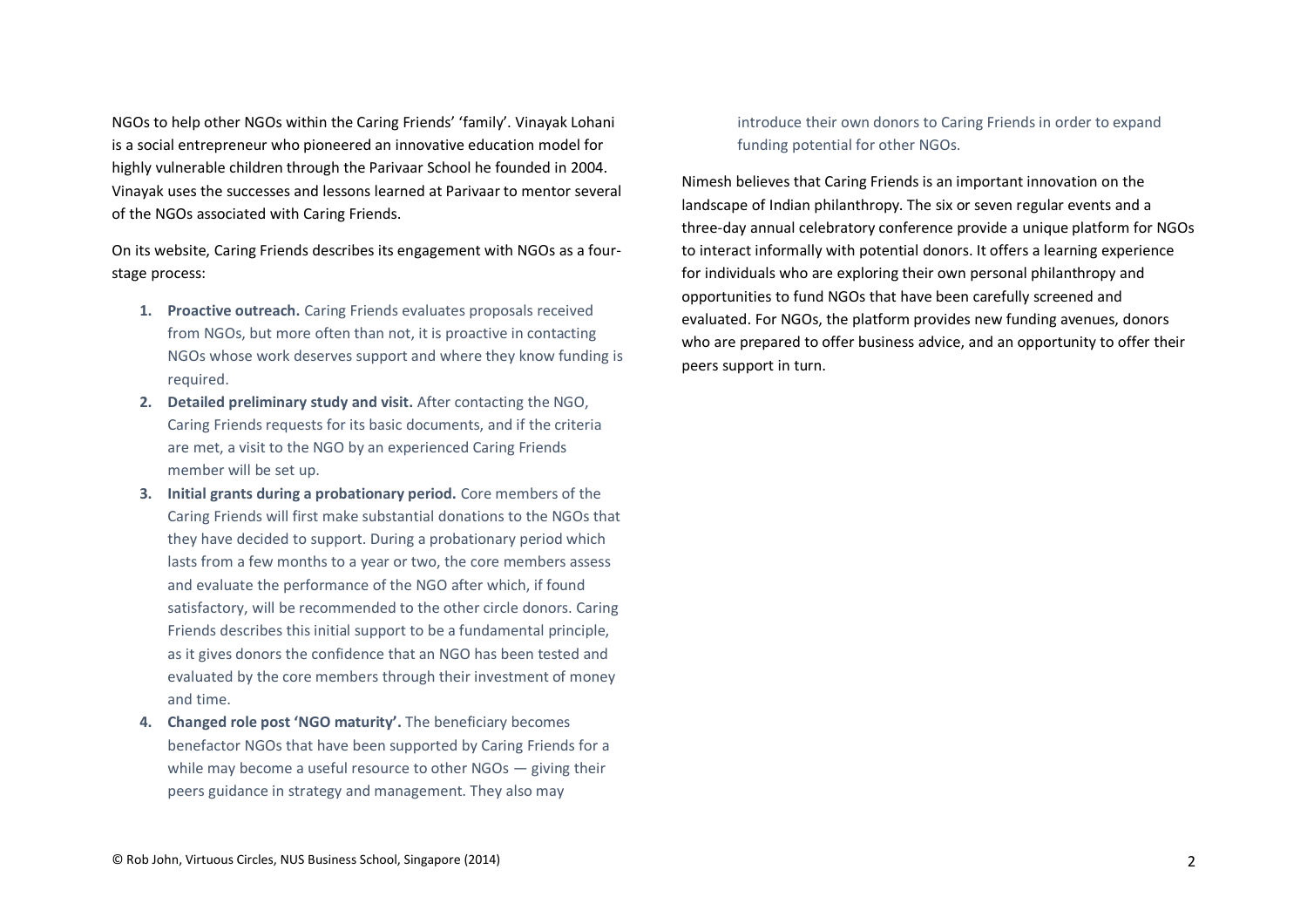NGOs to help other NGOs within the Caring Friends' 'family'. Vinayak Lohani is a social entrepreneur who pioneered an innovative education model for highly vulnerable children through the Parivaar School he founded in 2004. Vinayak uses the successes and lessons learned at Parivaar to mentor several of the NGOs associated with Caring Friends.

On its website, Caring Friends describes its engagement with NGOs as a four-stage process:

1. **Proactive outreach.** Caring Friends evaluates proposals received from NGOs, but more often than not, it is proactive in contacting NGOs whose work deserves support and where they know funding is required.
2. **Detailed preliminary study and visit.** After contacting the NGO, Caring Friends requests for its basic documents, and if the criteria are met, a visit to the NGO by an experienced Caring Friends member will be set up.
3. **Initial grants during a probationary period.** Core members of the Caring Friends will first make substantial donations to the NGOs that they have decided to support. During a probationary period which lasts from a few months to a year or two, the core members assess and evaluate the performance of the NGO after which, if found satisfactory, will be recommended to the other circle donors. Caring Friends describes this initial support to be a fundamental principle, as it gives donors the confidence that an NGO has been tested and evaluated by the core members through their investment of money and time.
4. **Changed role post 'NGO maturity'.** The beneficiary becomes benefactor NGOs that have been supported by Caring Friends for a while may become a useful resource to other NGOs — giving their peers guidance in strategy and management. They also may introduce their own donors to Caring Friends in order to expand funding potential for other NGOs.

Nimesh believes that Caring Friends is an important innovation on the landscape of Indian philanthropy. The six or seven regular events and a three-day annual celebratory conference provide a unique platform for NGOs to interact informally with potential donors. It offers a learning experience for individuals who are exploring their own personal philanthropy and opportunities to fund NGOs that have been carefully screened and evaluated. For NGOs, the platform provides new funding avenues, donors who are prepared to offer business advice, and an opportunity to offer their peers support in turn.

© Rob John, Virtuous Circles, NUS Business School, Singapore (2014)